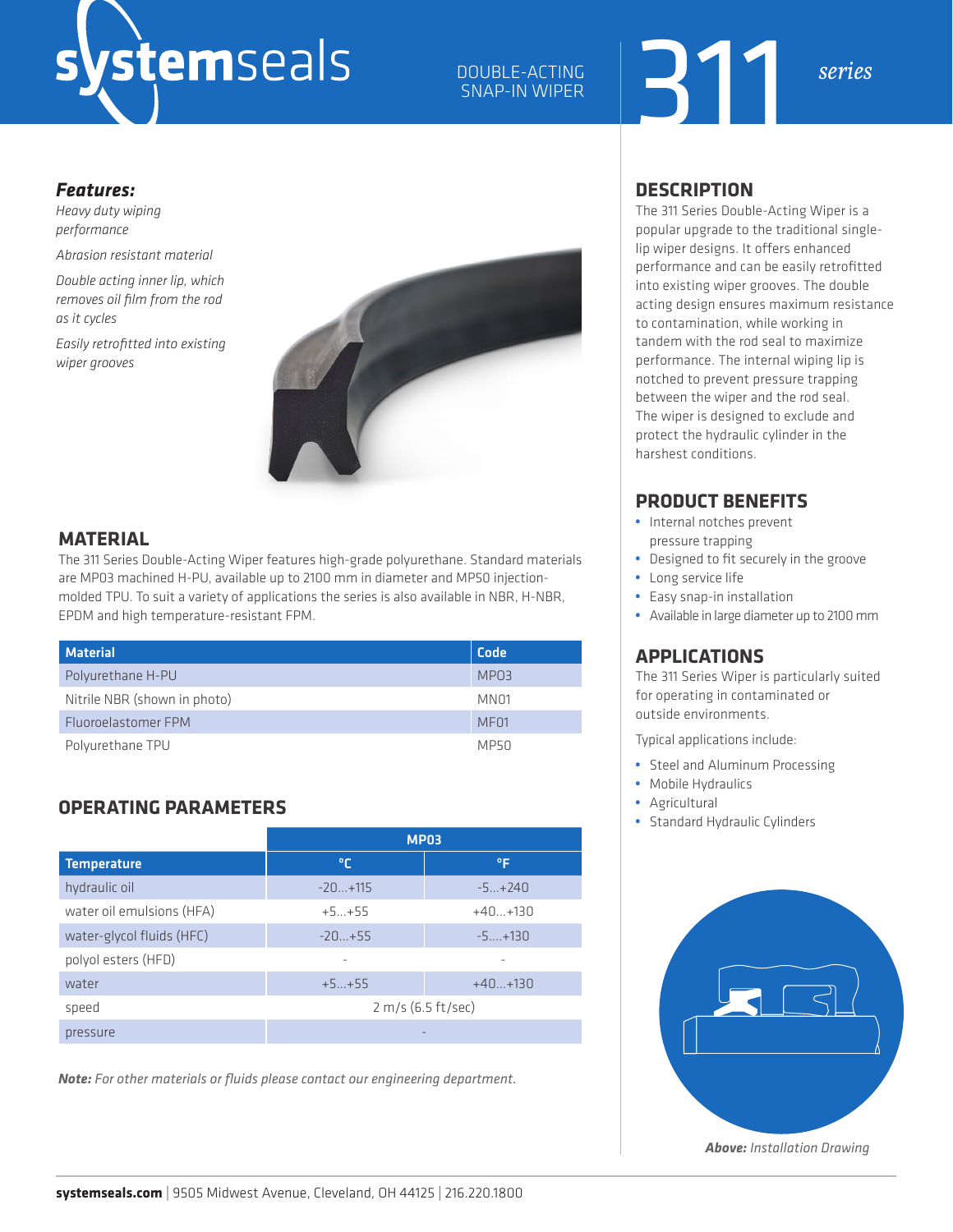# systemseals

DOUBLE-ACTING SNAP-IN WIPER

# 311 *series*

### *Features:*

*Heavy duty wiping performance*

*Abrasion resistant material*

*Double acting inner lip, which removes oil film from the rod as it cycles*

*Easily retrofitted into existing wiper grooves*

## MATERIAL

The 311 Series Double-Acting Wiper features high-grade polyurethane. Standard materials are MP03 machined H-PU, available up to 2100 mm in diameter and MP50 injection-molded TPU. To suit a variety of applications the series is also available in NBR, H-NBR, EPDM and high temperature-resistant FPM.

| Material | Code |
|---|---|
| Polyurethane H-PU | MP03 |
| Nitrile NBR (shown in photo) | MN01 |
| Fluoroelastomer FPM | MF01 |
| Polyurethane TPU | MP50 |

## OPERATING PARAMETERS

| | MP03 | |
|---|---|---|
| **Temperature** | **°C** | **°F** |
| hydraulic oil | -20...+115 | -5...+240 |
| water oil emulsions (HFA) | +5...+55 | +40...+130 |
| water-glycol fluids (HFC) | -20...+55 | -5....+130 |
| polyol esters (HFD) | - | - |
| water | +5...+55 | +40...+130 |
| speed | 2 m/s (6.5 ft/sec) | |
| pressure | - | |

***Note:*** *For other materials or fluids please contact our engineering department.*

## DESCRIPTION

The 311 Series Double-Acting Wiper is a popular upgrade to the traditional single-lip wiper designs. It offers enhanced performance and can be easily retrofitted into existing wiper grooves. The double acting design ensures maximum resistance to contamination, while working in tandem with the rod seal to maximize performance. The internal wiping lip is notched to prevent pressure trapping between the wiper and the rod seal. The wiper is designed to exclude and protect the hydraulic cylinder in the harshest conditions.

## PRODUCT BENEFITS

- Internal notches prevent pressure trapping
- Designed to fit securely in the groove
- Long service life
- Easy snap-in installation
- Available in large diameter up to 2100 mm

## APPLICATIONS

The 311 Series Wiper is particularly suited for operating in contaminated or outside environments.

Typical applications include:

- Steel and Aluminum Processing
- Mobile Hydraulics
- Agricultural
- Standard Hydraulic Cylinders

***Above:*** *Installation Drawing*

**systemseals.com** | 9505 Midwest Avenue, Cleveland, OH 44125 | 216.220.1800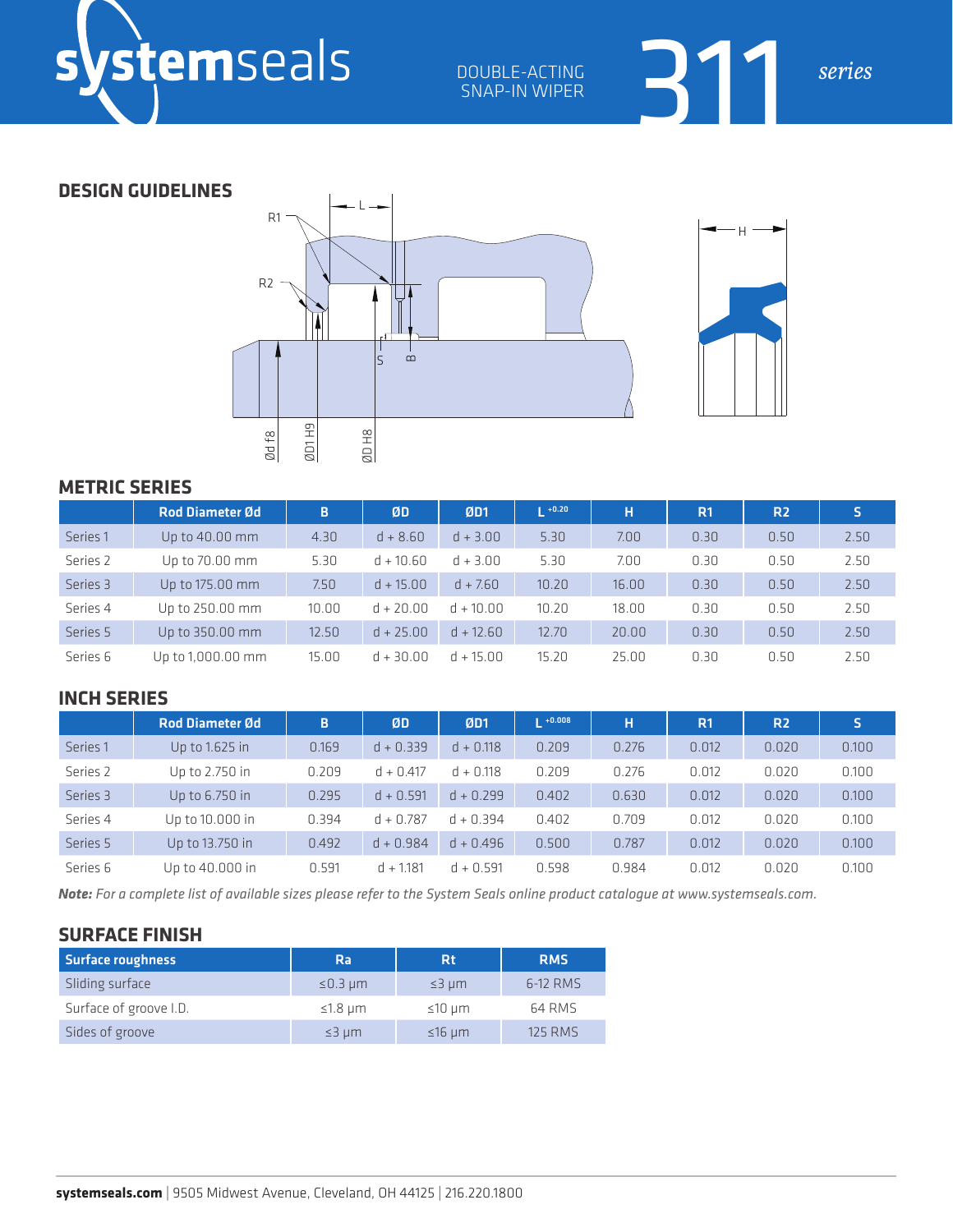systemseals

DOUBLE-ACTING SNAP-IN WIPER

311 *series*

## DESIGN GUIDELINES

R1

L

R2

S

B

Ød f8

ØD1 H9

ØD H8

H

## METRIC SERIES

| | Rod Diameter Ød | B | ØD | ØD1 | L $^{+0.20}$ | H | R1 | R2 | S |
|---|---|---|---|---|---|---|---|---|---|
| Series 1 | Up to 40.00 mm | 4.30 | d + 8.60 | d + 3.00 | 5.30 | 7.00 | 0.30 | 0.50 | 2.50 |
| Series 2 | Up to 70.00 mm | 5.30 | d + 10.60 | d + 3.00 | 5.30 | 7.00 | 0.30 | 0.50 | 2.50 |
| Series 3 | Up to 175.00 mm | 7.50 | d + 15.00 | d + 7.60 | 10.20 | 16.00 | 0.30 | 0.50 | 2.50 |
| Series 4 | Up to 250.00 mm | 10.00 | d + 20.00 | d + 10.00 | 10.20 | 18.00 | 0.30 | 0.50 | 2.50 |
| Series 5 | Up to 350.00 mm | 12.50 | d + 25.00 | d + 12.60 | 12.70 | 20.00 | 0.30 | 0.50 | 2.50 |
| Series 6 | Up to 1,000.00 mm | 15.00 | d + 30.00 | d + 15.00 | 15.20 | 25.00 | 0.30 | 0.50 | 2.50 |

## INCH SERIES

| | Rod Diameter Ød | B | ØD | ØD1 | L $^{+0.008}$ | H | R1 | R2 | S |
|---|---|---|---|---|---|---|---|---|---|
| Series 1 | Up to 1.625 in | 0.169 | d + 0.339 | d + 0.118 | 0.209 | 0.276 | 0.012 | 0.020 | 0.100 |
| Series 2 | Up to 2.750 in | 0.209 | d + 0.417 | d + 0.118 | 0.209 | 0.276 | 0.012 | 0.020 | 0.100 |
| Series 3 | Up to 6.750 in | 0.295 | d + 0.591 | d + 0.299 | 0.402 | 0.630 | 0.012 | 0.020 | 0.100 |
| Series 4 | Up to 10.000 in | 0.394 | d + 0.787 | d + 0.394 | 0.402 | 0.709 | 0.012 | 0.020 | 0.100 |
| Series 5 | Up to 13.750 in | 0.492 | d + 0.984 | d + 0.496 | 0.500 | 0.787 | 0.012 | 0.020 | 0.100 |
| Series 6 | Up to 40.000 in | 0.591 | d + 1.181 | d + 0.591 | 0.598 | 0.984 | 0.012 | 0.020 | 0.100 |

***Note:*** *For a complete list of available sizes please refer to the System Seals online product catalogue at www.systemseals.com.*

## SURFACE FINISH

| Surface roughness | Ra | Rt | RMS |
|---|---|---|---|
| Sliding surface | ≤0.3 µm | ≤3 µm | 6-12 RMS |
| Surface of groove I.D. | ≤1.8 µm | ≤10 µm | 64 RMS |
| Sides of groove | ≤3 µm | ≤16 µm | 125 RMS |

**systemseals.com** | 9505 Midwest Avenue, Cleveland, OH 44125 | 216.220.1800